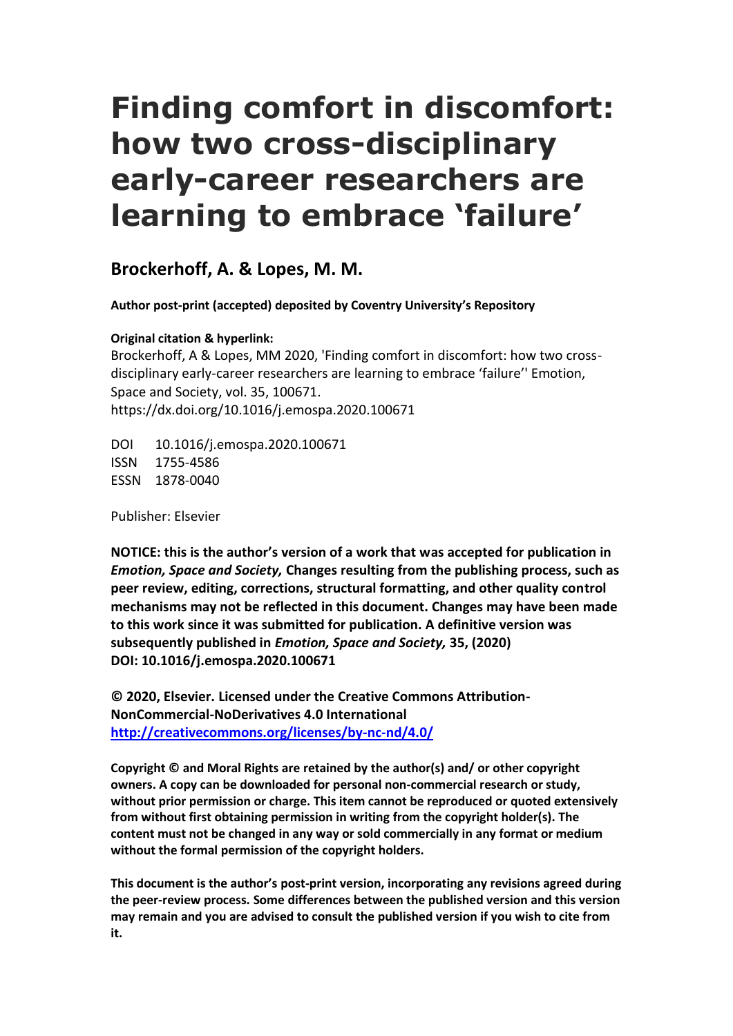# Finding comfort in discomfort: how two cross-disciplinary early-career researchers are learning to embrace 'failure'

## Brockerhoff, A. & Lopes, M. M.

**Author post-print (accepted) deposited by Coventry University's Repository**

**Original citation & hyperlink:**

Brockerhoff, A & Lopes, MM 2020, 'Finding comfort in discomfort: how two cross-disciplinary early-career researchers are learning to embrace 'failure'' Emotion, Space and Society, vol. 35, 100671.
https://dx.doi.org/10.1016/j.emospa.2020.100671

DOI 10.1016/j.emospa.2020.100671
ISSN 1755-4586
ESSN 1878-0040

Publisher: Elsevier

**NOTICE: this is the author's version of a work that was accepted for publication in *Emotion, Space and Society,* Changes resulting from the publishing process, such as peer review, editing, corrections, structural formatting, and other quality control mechanisms may not be reflected in this document. Changes may have been made to this work since it was submitted for publication. A definitive version was subsequently published in *Emotion, Space and Society,* 35, (2020) DOI: 10.1016/j.emospa.2020.100671**

**© 2020, Elsevier. Licensed under the Creative Commons Attribution-NonCommercial-NoDerivatives 4.0 International**
**http://creativecommons.org/licenses/by-nc-nd/4.0/**

**Copyright © and Moral Rights are retained by the author(s) and/ or other copyright owners. A copy can be downloaded for personal non-commercial research or study, without prior permission or charge. This item cannot be reproduced or quoted extensively from without first obtaining permission in writing from the copyright holder(s). The content must not be changed in any way or sold commercially in any format or medium without the formal permission of the copyright holders.**

**This document is the author's post-print version, incorporating any revisions agreed during the peer-review process. Some differences between the published version and this version may remain and you are advised to consult the published version if you wish to cite from it.**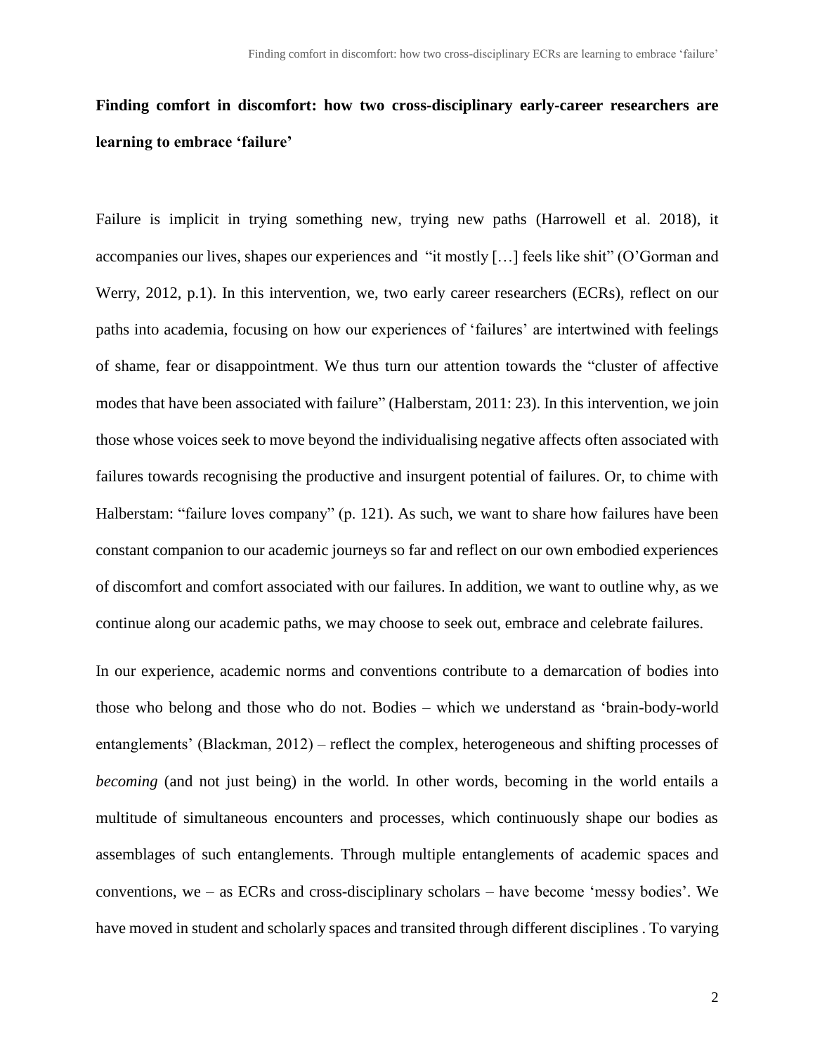**Finding comfort in discomfort: how two cross-disciplinary early-career researchers are learning to embrace 'failure'**

Failure is implicit in trying something new, trying new paths (Harrowell et al. 2018), it accompanies our lives, shapes our experiences and "it mostly […] feels like shit" (O'Gorman and Werry, 2012, p.1). In this intervention, we, two early career researchers (ECRs), reflect on our paths into academia, focusing on how our experiences of 'failures' are intertwined with feelings of shame, fear or disappointment. We thus turn our attention towards the "cluster of affective modes that have been associated with failure" (Halberstam, 2011: 23). In this intervention, we join those whose voices seek to move beyond the individualising negative affects often associated with failures towards recognising the productive and insurgent potential of failures. Or, to chime with Halberstam: "failure loves company" (p. 121). As such, we want to share how failures have been constant companion to our academic journeys so far and reflect on our own embodied experiences of discomfort and comfort associated with our failures. In addition, we want to outline why, as we continue along our academic paths, we may choose to seek out, embrace and celebrate failures.

In our experience, academic norms and conventions contribute to a demarcation of bodies into those who belong and those who do not. Bodies – which we understand as 'brain-body-world entanglements' (Blackman, 2012) – reflect the complex, heterogeneous and shifting processes of *becoming* (and not just being) in the world. In other words, becoming in the world entails a multitude of simultaneous encounters and processes, which continuously shape our bodies as assemblages of such entanglements. Through multiple entanglements of academic spaces and conventions, we – as ECRs and cross-disciplinary scholars – have become 'messy bodies'. We have moved in student and scholarly spaces and transited through different disciplines . To varying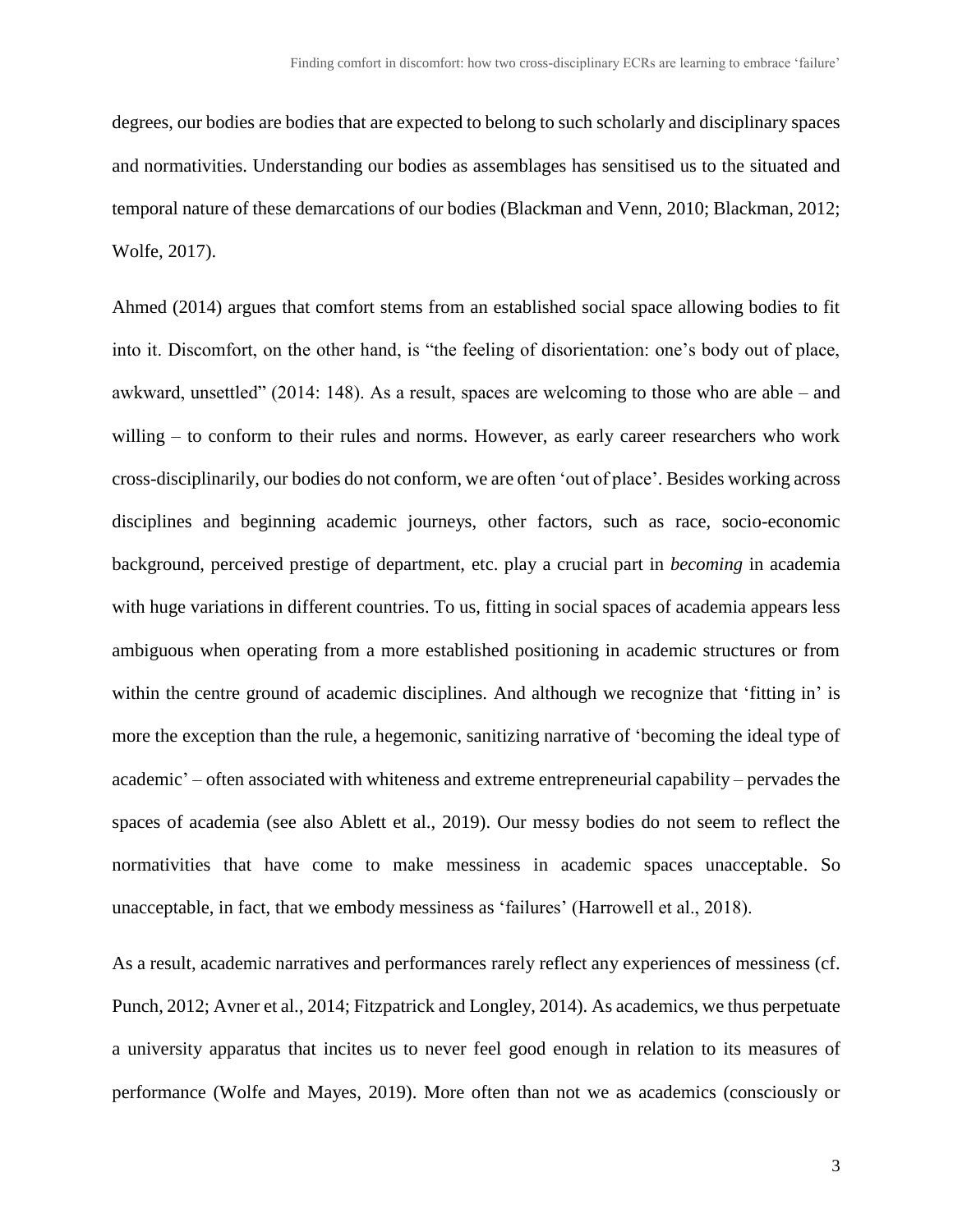degrees, our bodies are bodies that are expected to belong to such scholarly and disciplinary spaces and normativities. Understanding our bodies as assemblages has sensitised us to the situated and temporal nature of these demarcations of our bodies (Blackman and Venn, 2010; Blackman, 2012; Wolfe, 2017).

Ahmed (2014) argues that comfort stems from an established social space allowing bodies to fit into it. Discomfort, on the other hand, is "the feeling of disorientation: one's body out of place, awkward, unsettled" (2014: 148). As a result, spaces are welcoming to those who are able – and willing – to conform to their rules and norms. However, as early career researchers who work cross-disciplinarily, our bodies do not conform, we are often 'out of place'. Besides working across disciplines and beginning academic journeys, other factors, such as race, socio-economic background, perceived prestige of department, etc. play a crucial part in *becoming* in academia with huge variations in different countries. To us, fitting in social spaces of academia appears less ambiguous when operating from a more established positioning in academic structures or from within the centre ground of academic disciplines. And although we recognize that 'fitting in' is more the exception than the rule, a hegemonic, sanitizing narrative of 'becoming the ideal type of academic' – often associated with whiteness and extreme entrepreneurial capability – pervades the spaces of academia (see also Ablett et al., 2019). Our messy bodies do not seem to reflect the normativities that have come to make messiness in academic spaces unacceptable. So unacceptable, in fact, that we embody messiness as 'failures' (Harrowell et al., 2018).

As a result, academic narratives and performances rarely reflect any experiences of messiness (cf. Punch, 2012; Avner et al., 2014; Fitzpatrick and Longley, 2014). As academics, we thus perpetuate a university apparatus that incites us to never feel good enough in relation to its measures of performance (Wolfe and Mayes, 2019). More often than not we as academics (consciously or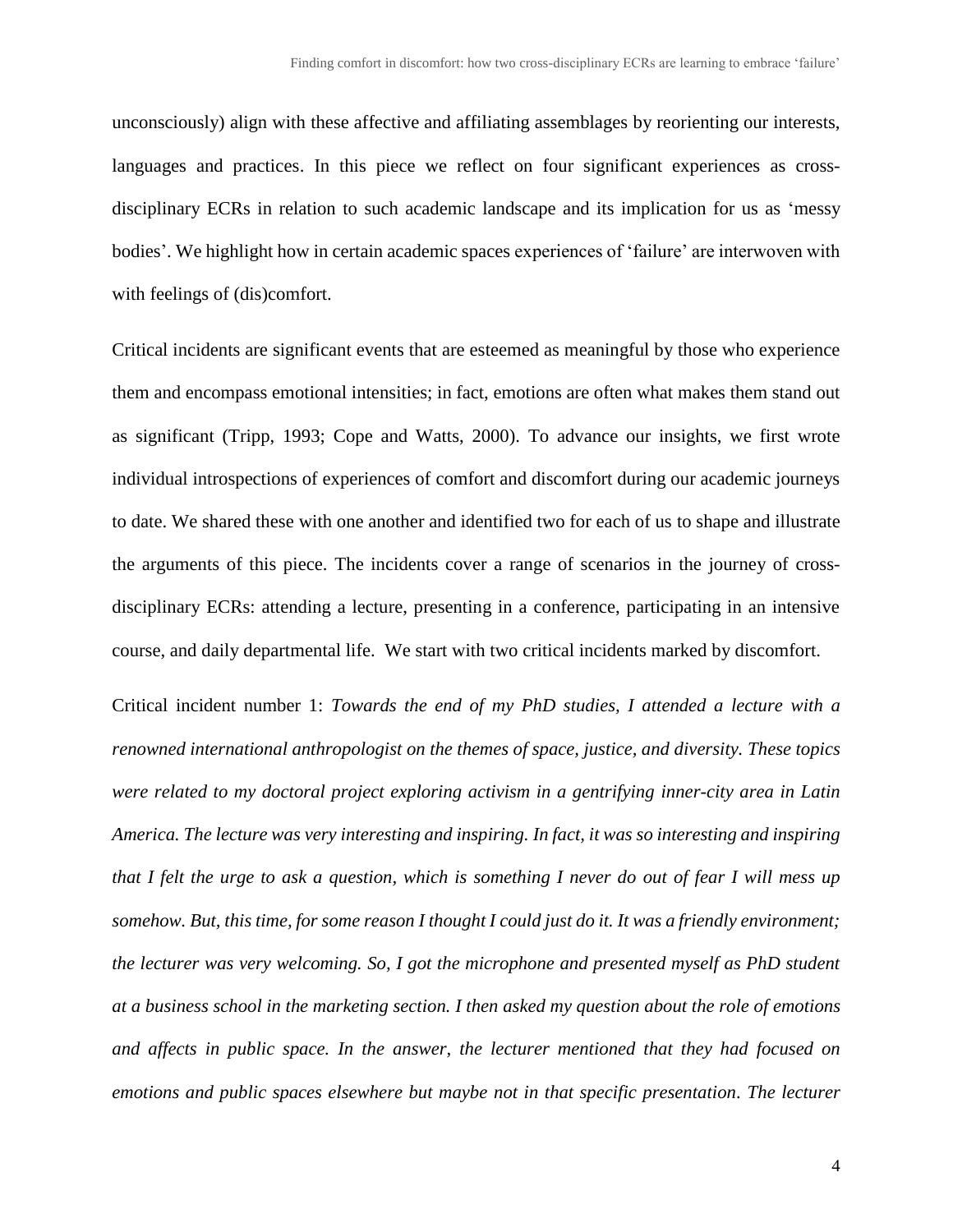unconsciously) align with these affective and affiliating assemblages by reorienting our interests, languages and practices. In this piece we reflect on four significant experiences as cross-disciplinary ECRs in relation to such academic landscape and its implication for us as 'messy bodies'. We highlight how in certain academic spaces experiences of 'failure' are interwoven with with feelings of (dis)comfort.

Critical incidents are significant events that are esteemed as meaningful by those who experience them and encompass emotional intensities; in fact, emotions are often what makes them stand out as significant (Tripp, 1993; Cope and Watts, 2000). To advance our insights, we first wrote individual introspections of experiences of comfort and discomfort during our academic journeys to date. We shared these with one another and identified two for each of us to shape and illustrate the arguments of this piece. The incidents cover a range of scenarios in the journey of cross-disciplinary ECRs: attending a lecture, presenting in a conference, participating in an intensive course, and daily departmental life. We start with two critical incidents marked by discomfort.

Critical incident number 1: *Towards the end of my PhD studies, I attended a lecture with a renowned international anthropologist on the themes of space, justice, and diversity. These topics were related to my doctoral project exploring activism in a gentrifying inner-city area in Latin America. The lecture was very interesting and inspiring. In fact, it was so interesting and inspiring that I felt the urge to ask a question, which is something I never do out of fear I will mess up somehow. But, this time, for some reason I thought I could just do it. It was a friendly environment; the lecturer was very welcoming. So, I got the microphone and presented myself as PhD student at a business school in the marketing section. I then asked my question about the role of emotions and affects in public space. In the answer, the lecturer mentioned that they had focused on emotions and public spaces elsewhere but maybe not in that specific presentation. The lecturer*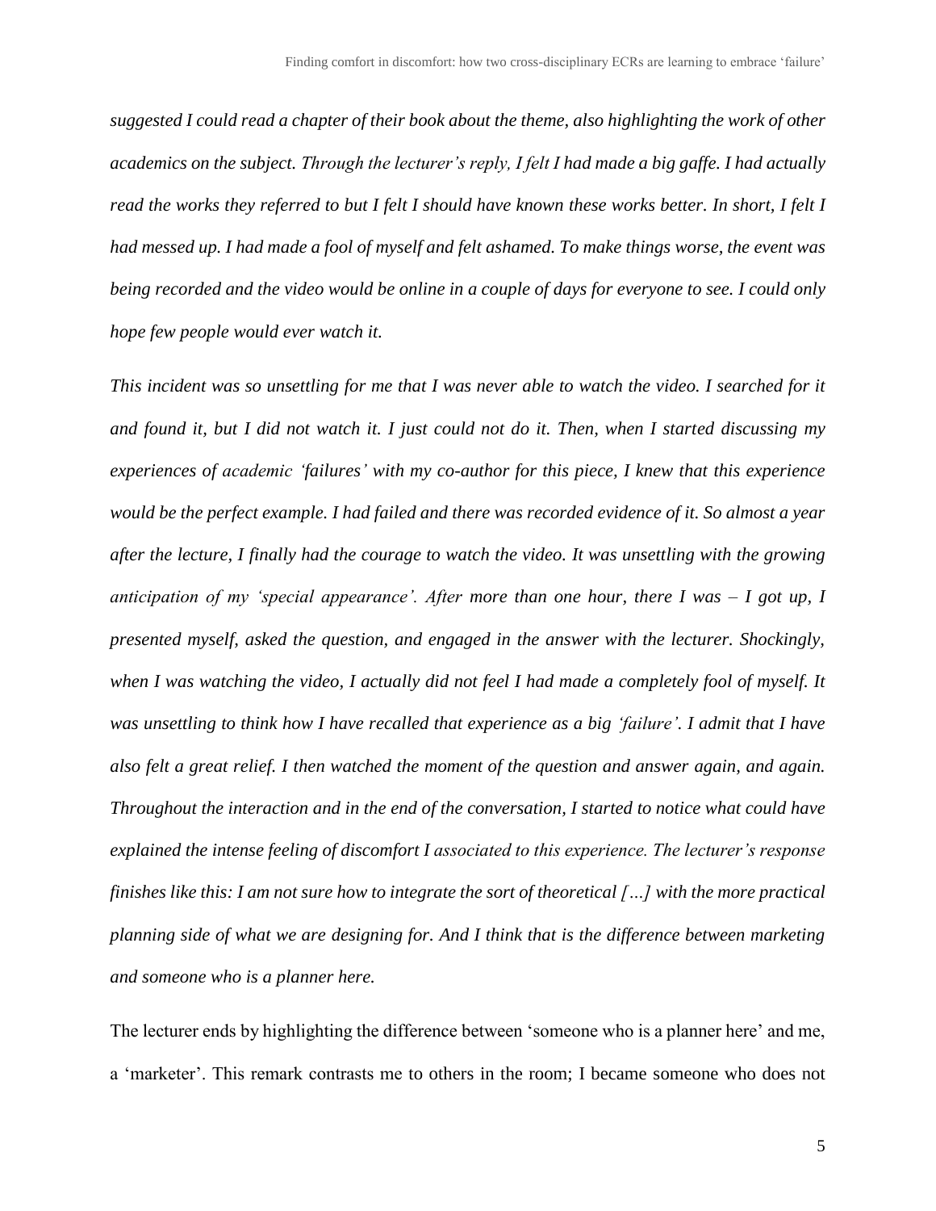*suggested I could read a chapter of their book about the theme, also highlighting the work of other academics on the subject. Through the lecturer's reply, I felt I had made a big gaffe. I had actually read the works they referred to but I felt I should have known these works better. In short, I felt I had messed up. I had made a fool of myself and felt ashamed. To make things worse, the event was being recorded and the video would be online in a couple of days for everyone to see. I could only hope few people would ever watch it.*

*This incident was so unsettling for me that I was never able to watch the video. I searched for it and found it, but I did not watch it. I just could not do it. Then, when I started discussing my experiences of academic 'failures' with my co-author for this piece, I knew that this experience would be the perfect example. I had failed and there was recorded evidence of it. So almost a year after the lecture, I finally had the courage to watch the video. It was unsettling with the growing anticipation of my 'special appearance'. After more than one hour, there I was – I got up, I presented myself, asked the question, and engaged in the answer with the lecturer. Shockingly, when I was watching the video, I actually did not feel I had made a completely fool of myself. It was unsettling to think how I have recalled that experience as a big 'failure'. I admit that I have also felt a great relief. I then watched the moment of the question and answer again, and again. Throughout the interaction and in the end of the conversation, I started to notice what could have explained the intense feeling of discomfort I associated to this experience. The lecturer's response finishes like this: I am not sure how to integrate the sort of theoretical […] with the more practical planning side of what we are designing for. And I think that is the difference between marketing and someone who is a planner here.*

The lecturer ends by highlighting the difference between 'someone who is a planner here' and me, a 'marketer'. This remark contrasts me to others in the room; I became someone who does not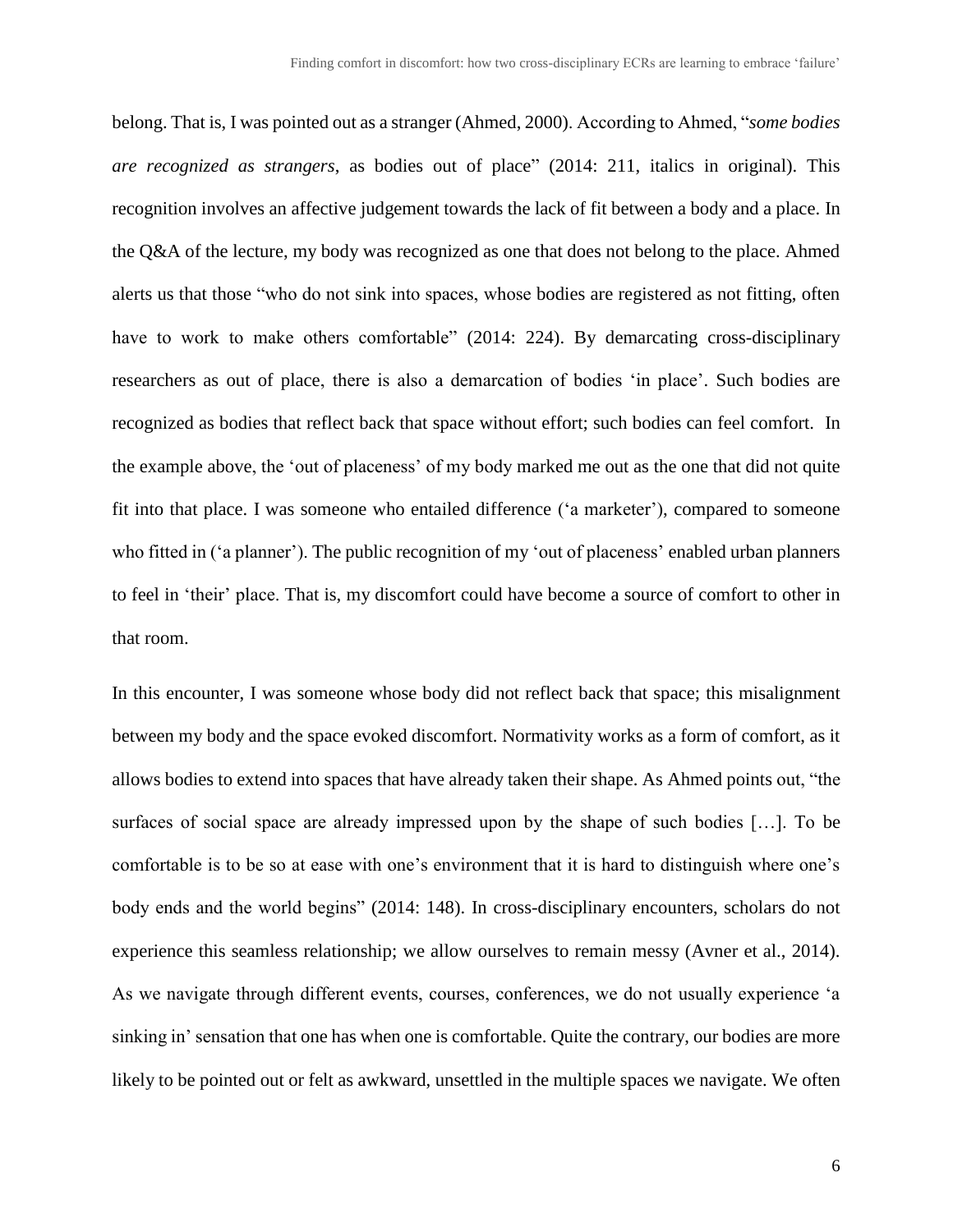belong. That is, I was pointed out as a stranger (Ahmed, 2000). According to Ahmed, "*some bodies are recognized as strangers*, as bodies out of place" (2014: 211, italics in original). This recognition involves an affective judgement towards the lack of fit between a body and a place. In the Q&A of the lecture, my body was recognized as one that does not belong to the place. Ahmed alerts us that those "who do not sink into spaces, whose bodies are registered as not fitting, often have to work to make others comfortable" (2014: 224). By demarcating cross-disciplinary researchers as out of place, there is also a demarcation of bodies 'in place'. Such bodies are recognized as bodies that reflect back that space without effort; such bodies can feel comfort. In the example above, the 'out of placeness' of my body marked me out as the one that did not quite fit into that place. I was someone who entailed difference ('a marketer'), compared to someone who fitted in ('a planner'). The public recognition of my 'out of placeness' enabled urban planners to feel in 'their' place. That is, my discomfort could have become a source of comfort to other in that room.

In this encounter, I was someone whose body did not reflect back that space; this misalignment between my body and the space evoked discomfort. Normativity works as a form of comfort, as it allows bodies to extend into spaces that have already taken their shape. As Ahmed points out, "the surfaces of social space are already impressed upon by the shape of such bodies […]. To be comfortable is to be so at ease with one's environment that it is hard to distinguish where one's body ends and the world begins" (2014: 148). In cross-disciplinary encounters, scholars do not experience this seamless relationship; we allow ourselves to remain messy (Avner et al., 2014). As we navigate through different events, courses, conferences, we do not usually experience 'a sinking in' sensation that one has when one is comfortable. Quite the contrary, our bodies are more likely to be pointed out or felt as awkward, unsettled in the multiple spaces we navigate. We often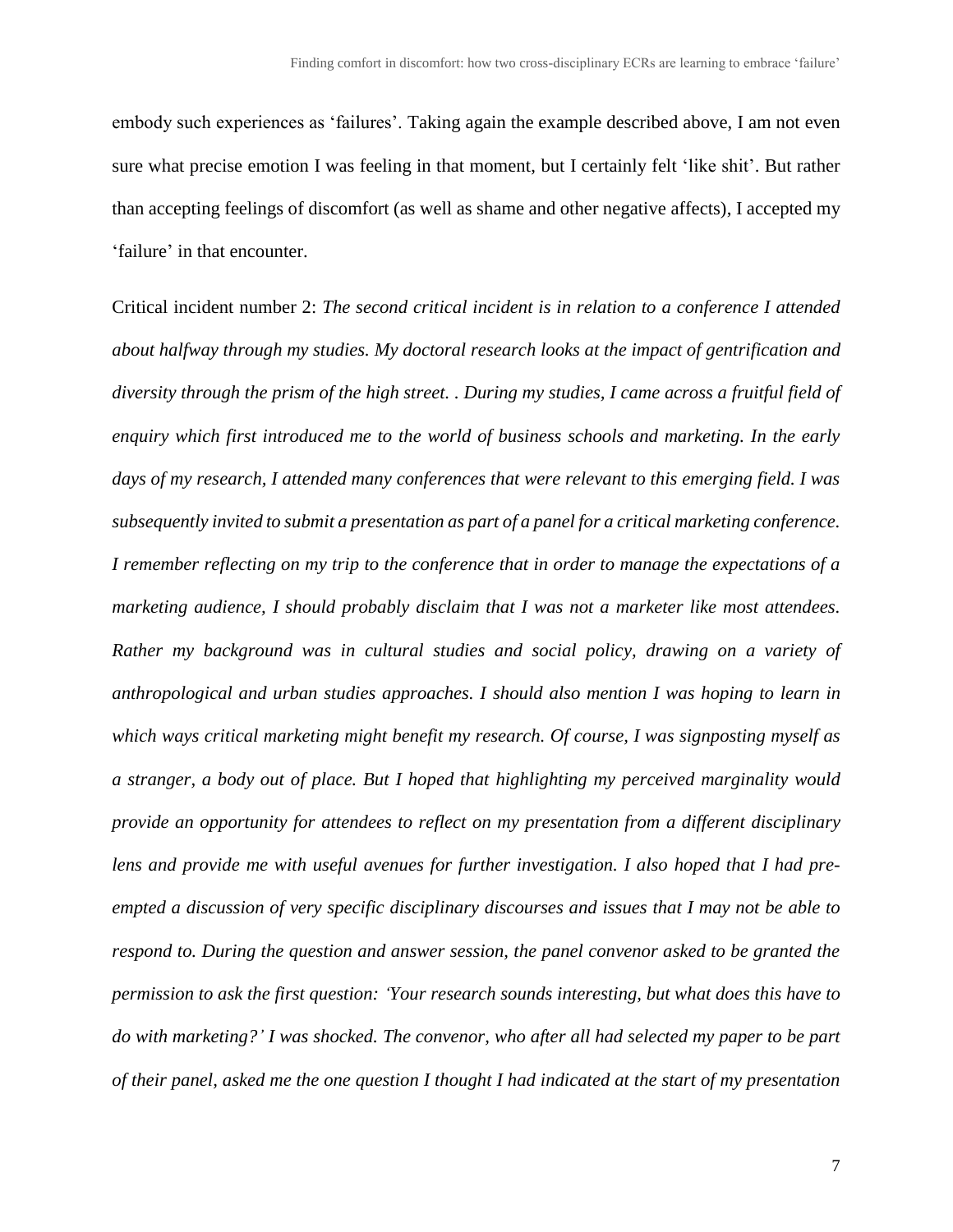embody such experiences as 'failures'. Taking again the example described above, I am not even sure what precise emotion I was feeling in that moment, but I certainly felt 'like shit'. But rather than accepting feelings of discomfort (as well as shame and other negative affects), I accepted my 'failure' in that encounter.

Critical incident number 2: *The second critical incident is in relation to a conference I attended about halfway through my studies. My doctoral research looks at the impact of gentrification and diversity through the prism of the high street. . During my studies, I came across a fruitful field of enquiry which first introduced me to the world of business schools and marketing. In the early days of my research, I attended many conferences that were relevant to this emerging field. I was subsequently invited to submit a presentation as part of a panel for a critical marketing conference. I remember reflecting on my trip to the conference that in order to manage the expectations of a marketing audience, I should probably disclaim that I was not a marketer like most attendees. Rather my background was in cultural studies and social policy, drawing on a variety of anthropological and urban studies approaches. I should also mention I was hoping to learn in which ways critical marketing might benefit my research. Of course, I was signposting myself as a stranger, a body out of place. But I hoped that highlighting my perceived marginality would provide an opportunity for attendees to reflect on my presentation from a different disciplinary lens and provide me with useful avenues for further investigation. I also hoped that I had pre-empted a discussion of very specific disciplinary discourses and issues that I may not be able to respond to. During the question and answer session, the panel convenor asked to be granted the permission to ask the first question: 'Your research sounds interesting, but what does this have to do with marketing?' I was shocked. The convenor, who after all had selected my paper to be part of their panel, asked me the one question I thought I had indicated at the start of my presentation*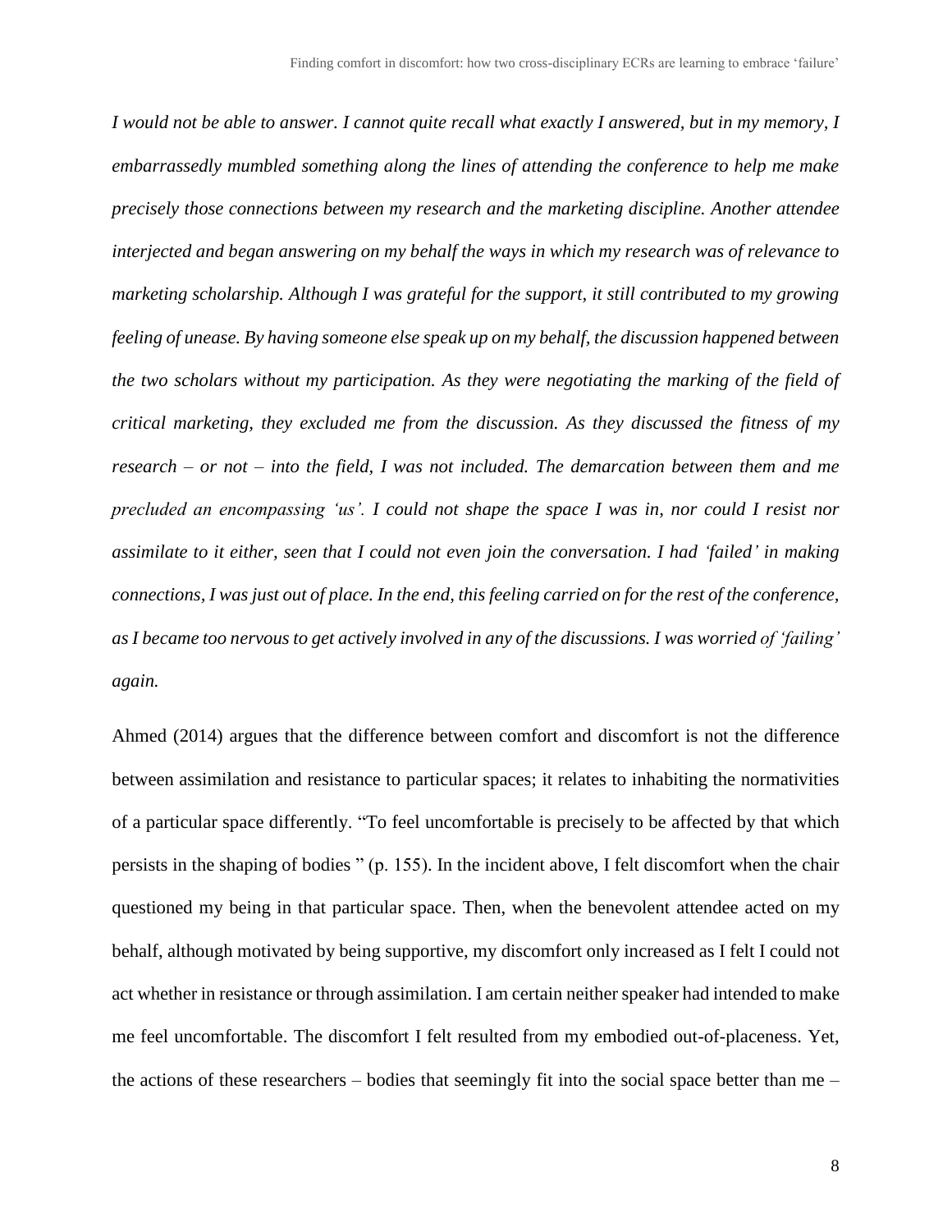*I would not be able to answer. I cannot quite recall what exactly I answered, but in my memory, I embarrassedly mumbled something along the lines of attending the conference to help me make precisely those connections between my research and the marketing discipline. Another attendee interjected and began answering on my behalf the ways in which my research was of relevance to marketing scholarship. Although I was grateful for the support, it still contributed to my growing feeling of unease. By having someone else speak up on my behalf, the discussion happened between the two scholars without my participation. As they were negotiating the marking of the field of critical marketing, they excluded me from the discussion. As they discussed the fitness of my research – or not – into the field, I was not included. The demarcation between them and me precluded an encompassing 'us'. I could not shape the space I was in, nor could I resist nor assimilate to it either, seen that I could not even join the conversation. I had 'failed' in making connections, I was just out of place. In the end, this feeling carried on for the rest of the conference, as I became too nervous to get actively involved in any of the discussions. I was worried of 'failing' again.*

Ahmed (2014) argues that the difference between comfort and discomfort is not the difference between assimilation and resistance to particular spaces; it relates to inhabiting the normativities of a particular space differently. "To feel uncomfortable is precisely to be affected by that which persists in the shaping of bodies " (p. 155). In the incident above, I felt discomfort when the chair questioned my being in that particular space. Then, when the benevolent attendee acted on my behalf, although motivated by being supportive, my discomfort only increased as I felt I could not act whether in resistance or through assimilation. I am certain neither speaker had intended to make me feel uncomfortable. The discomfort I felt resulted from my embodied out-of-placeness. Yet, the actions of these researchers – bodies that seemingly fit into the social space better than me –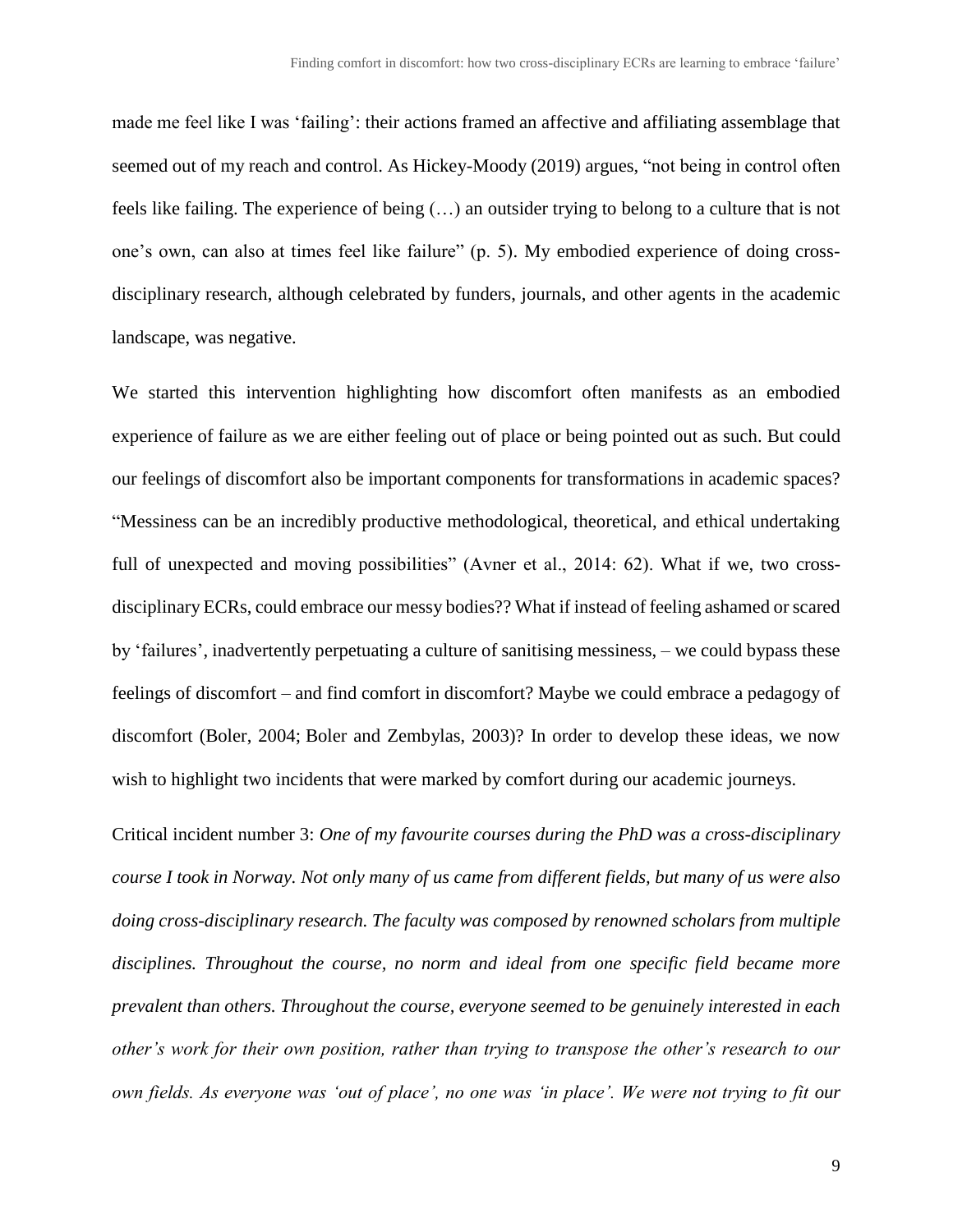made me feel like I was 'failing': their actions framed an affective and affiliating assemblage that seemed out of my reach and control. As Hickey-Moody (2019) argues, "not being in control often feels like failing. The experience of being (…) an outsider trying to belong to a culture that is not one's own, can also at times feel like failure" (p. 5). My embodied experience of doing cross-disciplinary research, although celebrated by funders, journals, and other agents in the academic landscape, was negative.

We started this intervention highlighting how discomfort often manifests as an embodied experience of failure as we are either feeling out of place or being pointed out as such. But could our feelings of discomfort also be important components for transformations in academic spaces? "Messiness can be an incredibly productive methodological, theoretical, and ethical undertaking full of unexpected and moving possibilities" (Avner et al., 2014: 62). What if we, two cross-disciplinary ECRs, could embrace our messy bodies?? What if instead of feeling ashamed or scared by 'failures', inadvertently perpetuating a culture of sanitising messiness, – we could bypass these feelings of discomfort – and find comfort in discomfort? Maybe we could embrace a pedagogy of discomfort (Boler, 2004; Boler and Zembylas, 2003)? In order to develop these ideas, we now wish to highlight two incidents that were marked by comfort during our academic journeys.

Critical incident number 3: *One of my favourite courses during the PhD was a cross-disciplinary course I took in Norway. Not only many of us came from different fields, but many of us were also doing cross-disciplinary research. The faculty was composed by renowned scholars from multiple disciplines. Throughout the course, no norm and ideal from one specific field became more prevalent than others. Throughout the course, everyone seemed to be genuinely interested in each other's work for their own position, rather than trying to transpose the other's research to our own fields. As everyone was 'out of place', no one was 'in place'. We were not trying to fit our*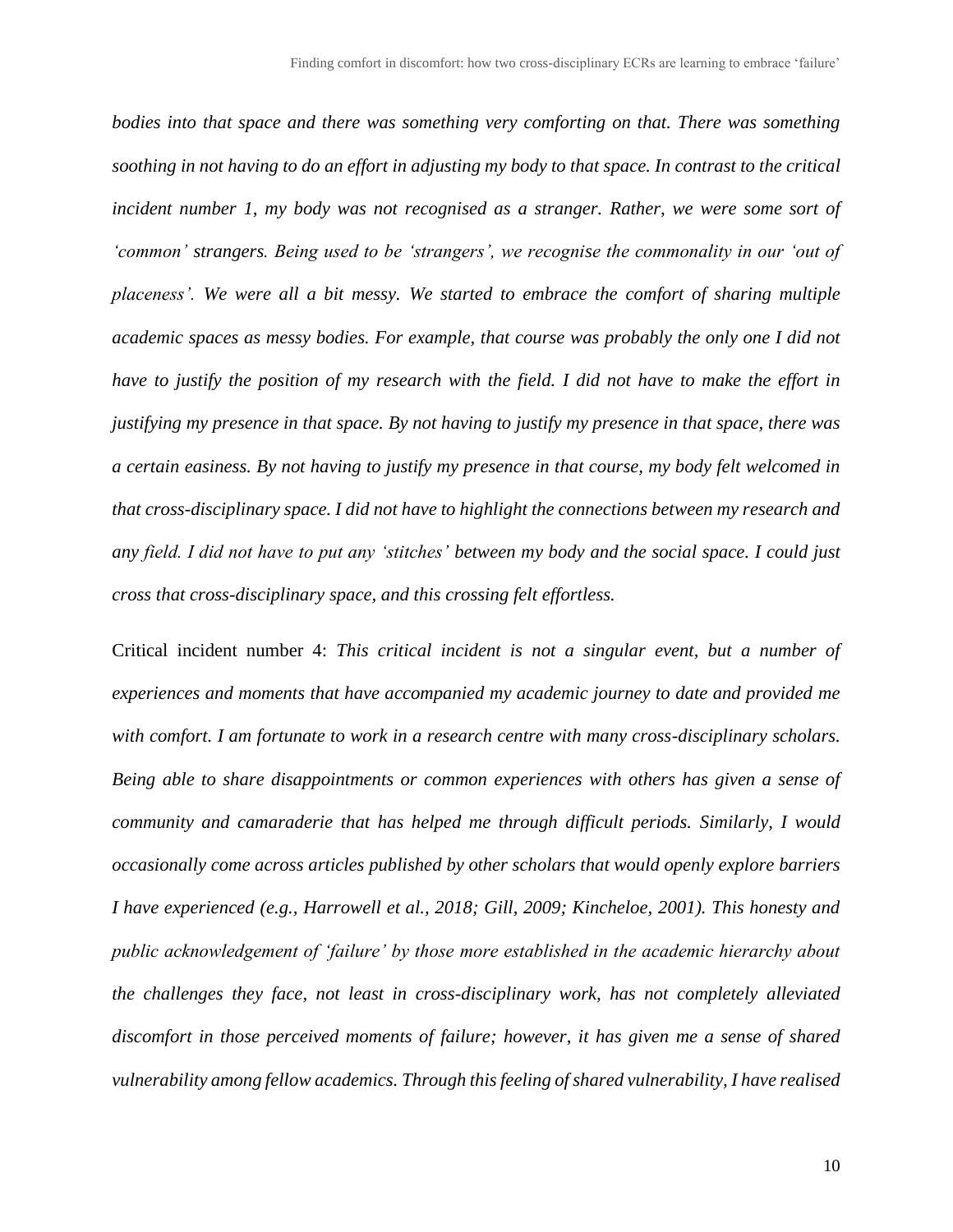*bodies into that space and there was something very comforting on that. There was something soothing in not having to do an effort in adjusting my body to that space. In contrast to the critical incident number 1, my body was not recognised as a stranger. Rather, we were some sort of 'common' strangers. Being used to be 'strangers', we recognise the commonality in our 'out of placeness'. We were all a bit messy. We started to embrace the comfort of sharing multiple academic spaces as messy bodies. For example, that course was probably the only one I did not have to justify the position of my research with the field. I did not have to make the effort in justifying my presence in that space. By not having to justify my presence in that space, there was a certain easiness. By not having to justify my presence in that course, my body felt welcomed in that cross-disciplinary space. I did not have to highlight the connections between my research and any field. I did not have to put any 'stitches' between my body and the social space. I could just cross that cross-disciplinary space, and this crossing felt effortless.*

Critical incident number 4: *This critical incident is not a singular event, but a number of experiences and moments that have accompanied my academic journey to date and provided me with comfort. I am fortunate to work in a research centre with many cross-disciplinary scholars. Being able to share disappointments or common experiences with others has given a sense of community and camaraderie that has helped me through difficult periods. Similarly, I would occasionally come across articles published by other scholars that would openly explore barriers I have experienced (e.g., Harrowell et al., 2018; Gill, 2009; Kincheloe, 2001). This honesty and public acknowledgement of 'failure' by those more established in the academic hierarchy about the challenges they face, not least in cross-disciplinary work, has not completely alleviated discomfort in those perceived moments of failure; however, it has given me a sense of shared vulnerability among fellow academics. Through this feeling of shared vulnerability, I have realised*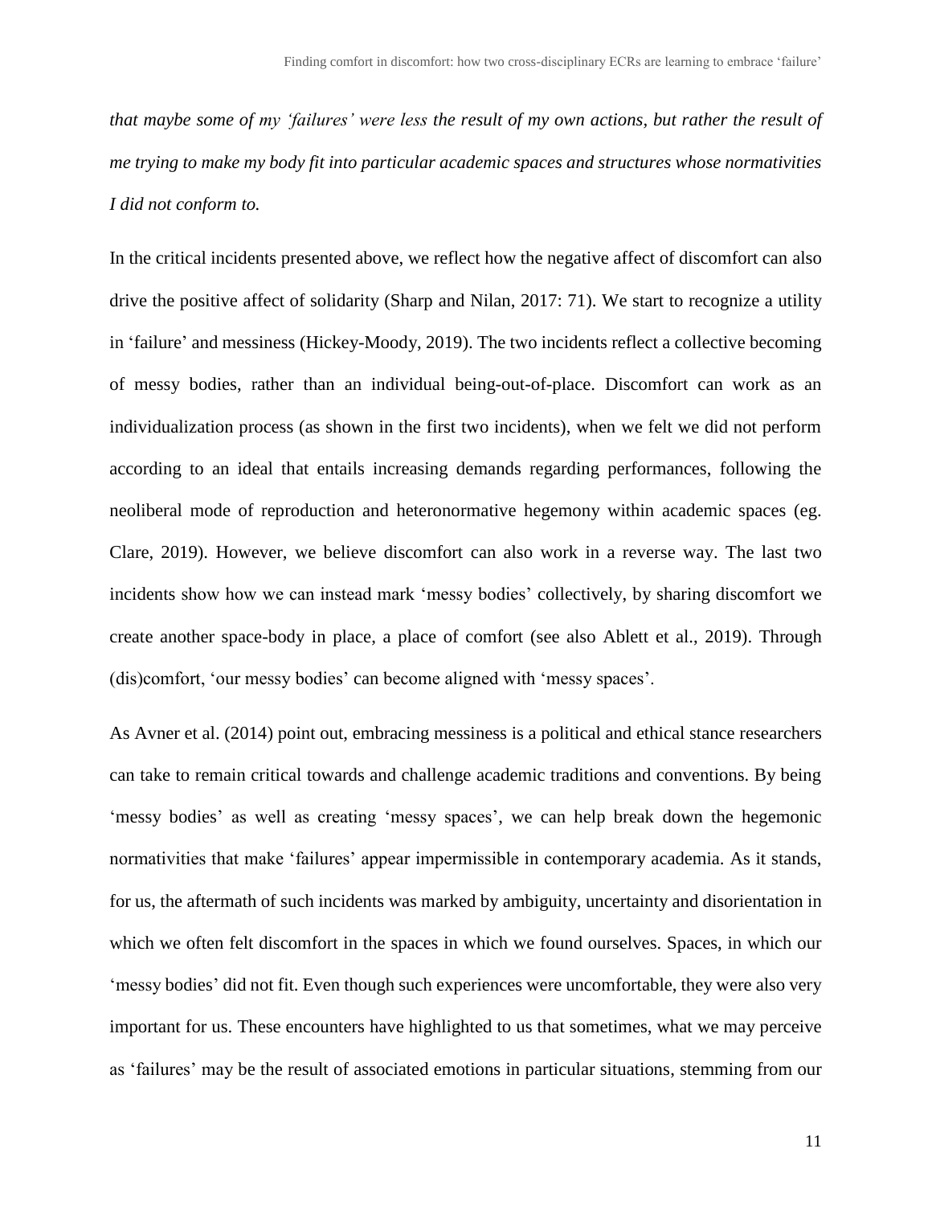*that maybe some of my 'failures' were less the result of my own actions, but rather the result of me trying to make my body fit into particular academic spaces and structures whose normativities I did not conform to.*

In the critical incidents presented above, we reflect how the negative affect of discomfort can also drive the positive affect of solidarity (Sharp and Nilan, 2017: 71). We start to recognize a utility in 'failure' and messiness (Hickey-Moody, 2019). The two incidents reflect a collective becoming of messy bodies, rather than an individual being-out-of-place. Discomfort can work as an individualization process (as shown in the first two incidents), when we felt we did not perform according to an ideal that entails increasing demands regarding performances, following the neoliberal mode of reproduction and heteronormative hegemony within academic spaces (eg. Clare, 2019). However, we believe discomfort can also work in a reverse way. The last two incidents show how we can instead mark 'messy bodies' collectively, by sharing discomfort we create another space-body in place, a place of comfort (see also Ablett et al., 2019). Through (dis)comfort, 'our messy bodies' can become aligned with 'messy spaces'.

As Avner et al. (2014) point out, embracing messiness is a political and ethical stance researchers can take to remain critical towards and challenge academic traditions and conventions. By being 'messy bodies' as well as creating 'messy spaces', we can help break down the hegemonic normativities that make 'failures' appear impermissible in contemporary academia. As it stands, for us, the aftermath of such incidents was marked by ambiguity, uncertainty and disorientation in which we often felt discomfort in the spaces in which we found ourselves. Spaces, in which our 'messy bodies' did not fit. Even though such experiences were uncomfortable, they were also very important for us. These encounters have highlighted to us that sometimes, what we may perceive as 'failures' may be the result of associated emotions in particular situations, stemming from our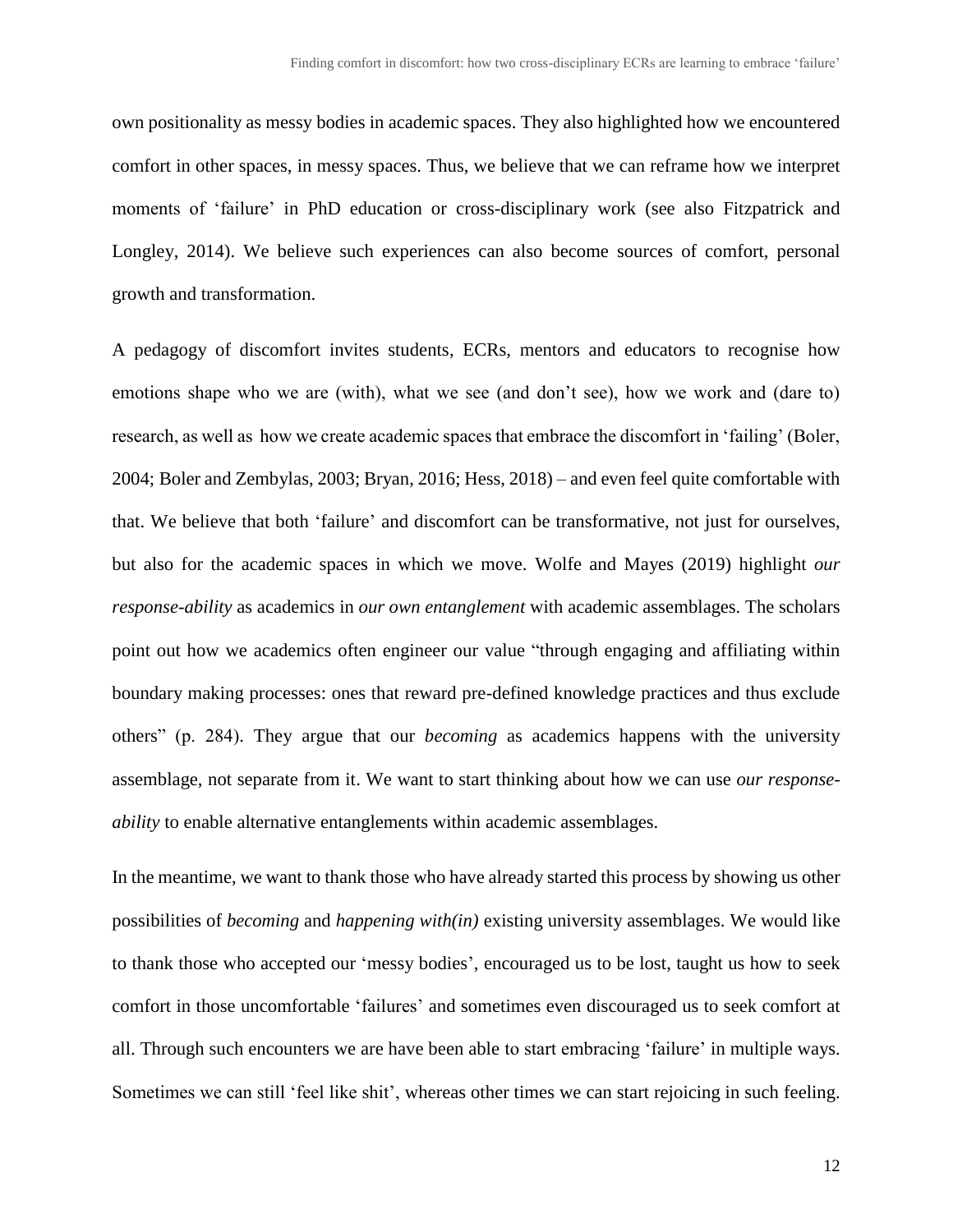own positionality as messy bodies in academic spaces. They also highlighted how we encountered comfort in other spaces, in messy spaces. Thus, we believe that we can reframe how we interpret moments of 'failure' in PhD education or cross-disciplinary work (see also Fitzpatrick and Longley, 2014). We believe such experiences can also become sources of comfort, personal growth and transformation.

A pedagogy of discomfort invites students, ECRs, mentors and educators to recognise how emotions shape who we are (with), what we see (and don't see), how we work and (dare to) research, as well as how we create academic spaces that embrace the discomfort in 'failing' (Boler, 2004; Boler and Zembylas, 2003; Bryan, 2016; Hess, 2018) – and even feel quite comfortable with that. We believe that both 'failure' and discomfort can be transformative, not just for ourselves, but also for the academic spaces in which we move. Wolfe and Mayes (2019) highlight *our response-ability* as academics in *our own entanglement* with academic assemblages. The scholars point out how we academics often engineer our value "through engaging and affiliating within boundary making processes: ones that reward pre-defined knowledge practices and thus exclude others" (p. 284). They argue that our *becoming* as academics happens with the university assemblage, not separate from it. We want to start thinking about how we can use *our response-ability* to enable alternative entanglements within academic assemblages.

In the meantime, we want to thank those who have already started this process by showing us other possibilities of *becoming* and *happening with(in)* existing university assemblages. We would like to thank those who accepted our 'messy bodies', encouraged us to be lost, taught us how to seek comfort in those uncomfortable 'failures' and sometimes even discouraged us to seek comfort at all. Through such encounters we are have been able to start embracing 'failure' in multiple ways. Sometimes we can still 'feel like shit', whereas other times we can start rejoicing in such feeling.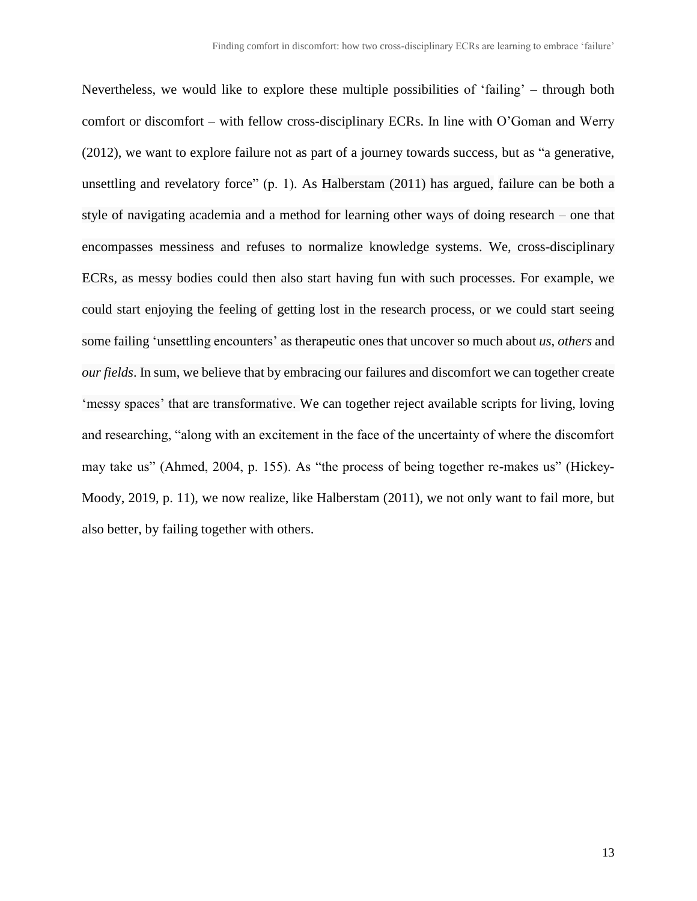Nevertheless, we would like to explore these multiple possibilities of 'failing' – through both comfort or discomfort – with fellow cross-disciplinary ECRs. In line with O'Goman and Werry (2012), we want to explore failure not as part of a journey towards success, but as "a generative, unsettling and revelatory force" (p. 1). As Halberstam (2011) has argued, failure can be both a style of navigating academia and a method for learning other ways of doing research – one that encompasses messiness and refuses to normalize knowledge systems. We, cross-disciplinary ECRs, as messy bodies could then also start having fun with such processes. For example, we could start enjoying the feeling of getting lost in the research process, or we could start seeing some failing 'unsettling encounters' as therapeutic ones that uncover so much about *us*, *others* and *our fields*. In sum, we believe that by embracing our failures and discomfort we can together create 'messy spaces' that are transformative. We can together reject available scripts for living, loving and researching, "along with an excitement in the face of the uncertainty of where the discomfort may take us" (Ahmed, 2004, p. 155). As "the process of being together re-makes us" (Hickey-Moody, 2019, p. 11), we now realize, like Halberstam (2011), we not only want to fail more, but also better, by failing together with others.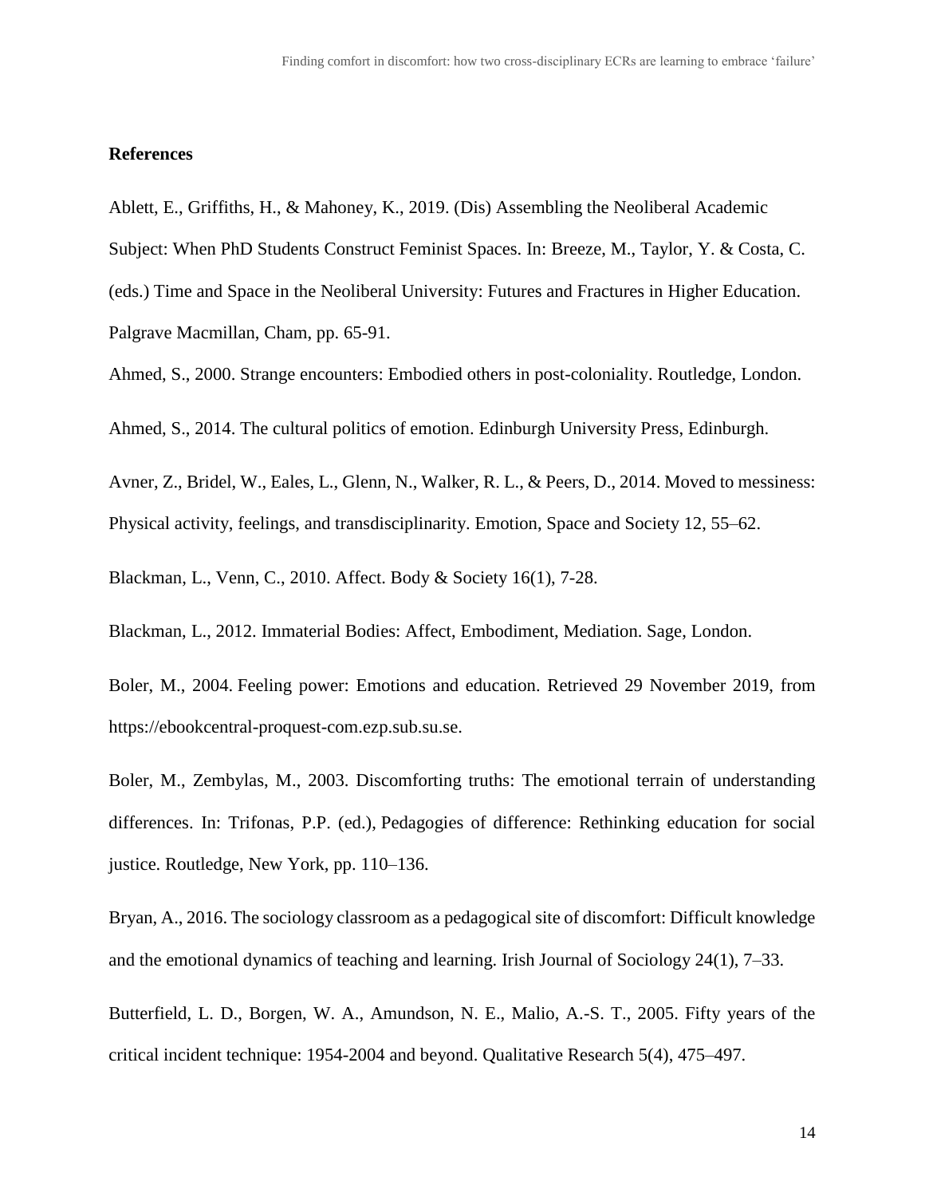## References

Ablett, E., Griffiths, H., & Mahoney, K., 2019. (Dis) Assembling the Neoliberal Academic Subject: When PhD Students Construct Feminist Spaces. In: Breeze, M., Taylor, Y. & Costa, C. (eds.) Time and Space in the Neoliberal University: Futures and Fractures in Higher Education. Palgrave Macmillan, Cham, pp. 65-91.

Ahmed, S., 2000. Strange encounters: Embodied others in post-coloniality. Routledge, London.

Ahmed, S., 2014. The cultural politics of emotion. Edinburgh University Press, Edinburgh.

Avner, Z., Bridel, W., Eales, L., Glenn, N., Walker, R. L., & Peers, D., 2014. Moved to messiness: Physical activity, feelings, and transdisciplinarity. Emotion, Space and Society 12, 55–62.

Blackman, L., Venn, C., 2010. Affect. Body & Society 16(1), 7-28.

Blackman, L., 2012. Immaterial Bodies: Affect, Embodiment, Mediation. Sage, London.

Boler, M., 2004. Feeling power: Emotions and education. Retrieved 29 November 2019, from https://ebookcentral-proquest-com.ezp.sub.su.se.

Boler, M., Zembylas, M., 2003. Discomforting truths: The emotional terrain of understanding differences. In: Trifonas, P.P. (ed.), Pedagogies of difference: Rethinking education for social justice. Routledge, New York, pp. 110–136.

Bryan, A., 2016. The sociology classroom as a pedagogical site of discomfort: Difficult knowledge and the emotional dynamics of teaching and learning. Irish Journal of Sociology 24(1), 7–33.

Butterfield, L. D., Borgen, W. A., Amundson, N. E., Malio, A.-S. T., 2005. Fifty years of the critical incident technique: 1954-2004 and beyond. Qualitative Research 5(4), 475–497.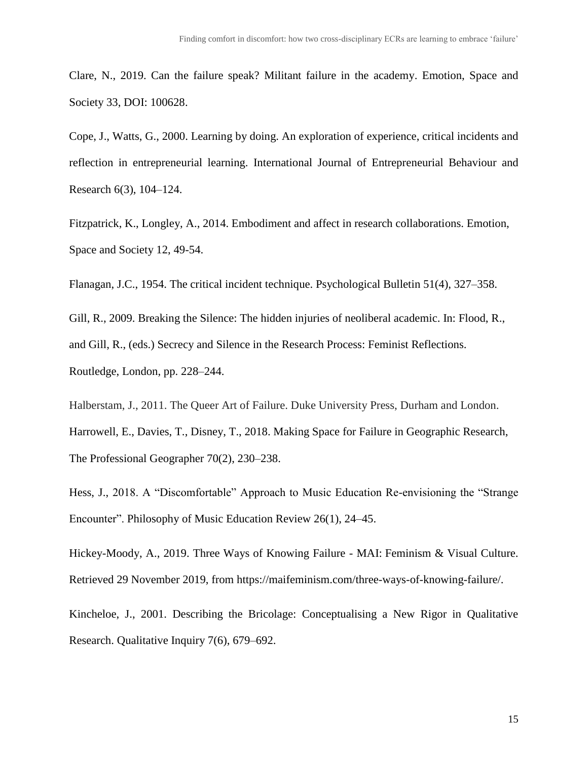Clare, N., 2019. Can the failure speak? Militant failure in the academy. Emotion, Space and Society 33, DOI: 100628.

Cope, J., Watts, G., 2000. Learning by doing. An exploration of experience, critical incidents and reflection in entrepreneurial learning. International Journal of Entrepreneurial Behaviour and Research 6(3), 104–124.

Fitzpatrick, K., Longley, A., 2014. Embodiment and affect in research collaborations. Emotion, Space and Society 12, 49-54.

Flanagan, J.C., 1954. The critical incident technique. Psychological Bulletin 51(4), 327–358.

Gill, R., 2009. Breaking the Silence: The hidden injuries of neoliberal academic. In: Flood, R., and Gill, R., (eds.) Secrecy and Silence in the Research Process: Feminist Reflections. Routledge, London, pp. 228–244.

Halberstam, J., 2011. The Queer Art of Failure. Duke University Press, Durham and London.

Harrowell, E., Davies, T., Disney, T., 2018. Making Space for Failure in Geographic Research, The Professional Geographer 70(2), 230–238.

Hess, J., 2018. A "Discomfortable" Approach to Music Education Re-envisioning the "Strange Encounter". Philosophy of Music Education Review 26(1), 24–45.

Hickey-Moody, A., 2019. Three Ways of Knowing Failure - MAI: Feminism & Visual Culture. Retrieved 29 November 2019, from https://maifeminism.com/three-ways-of-knowing-failure/.

Kincheloe, J., 2001. Describing the Bricolage: Conceptualising a New Rigor in Qualitative Research. Qualitative Inquiry 7(6), 679–692.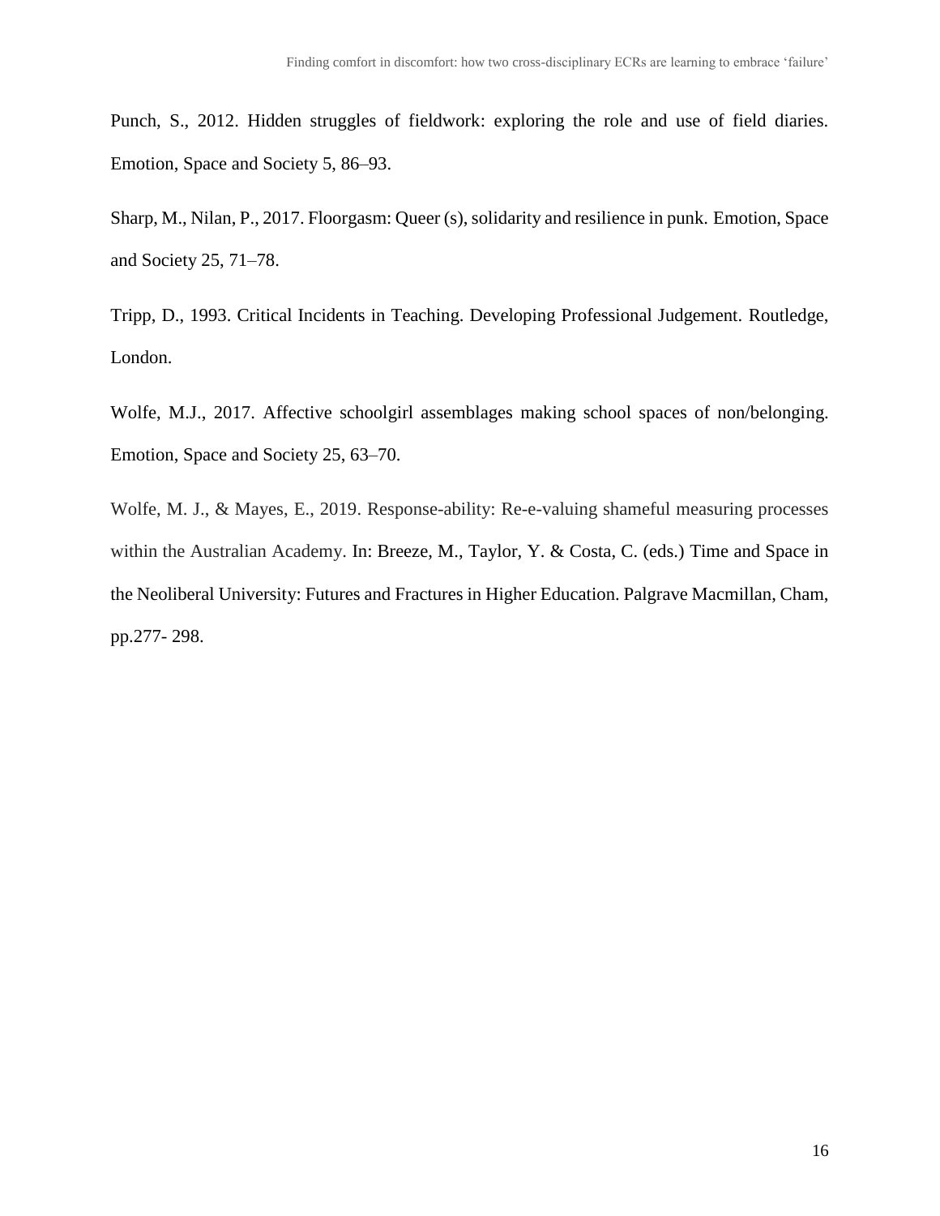Punch, S., 2012. Hidden struggles of fieldwork: exploring the role and use of field diaries. Emotion, Space and Society 5, 86–93.

Sharp, M., Nilan, P., 2017. Floorgasm: Queer (s), solidarity and resilience in punk. Emotion, Space and Society 25, 71–78.

Tripp, D., 1993. Critical Incidents in Teaching. Developing Professional Judgement. Routledge, London.

Wolfe, M.J., 2017. Affective schoolgirl assemblages making school spaces of non/belonging. Emotion, Space and Society 25, 63–70.

Wolfe, M. J., & Mayes, E., 2019. Response-ability: Re-e-valuing shameful measuring processes within the Australian Academy. In: Breeze, M., Taylor, Y. & Costa, C. (eds.) Time and Space in the Neoliberal University: Futures and Fractures in Higher Education. Palgrave Macmillan, Cham, pp.277- 298.